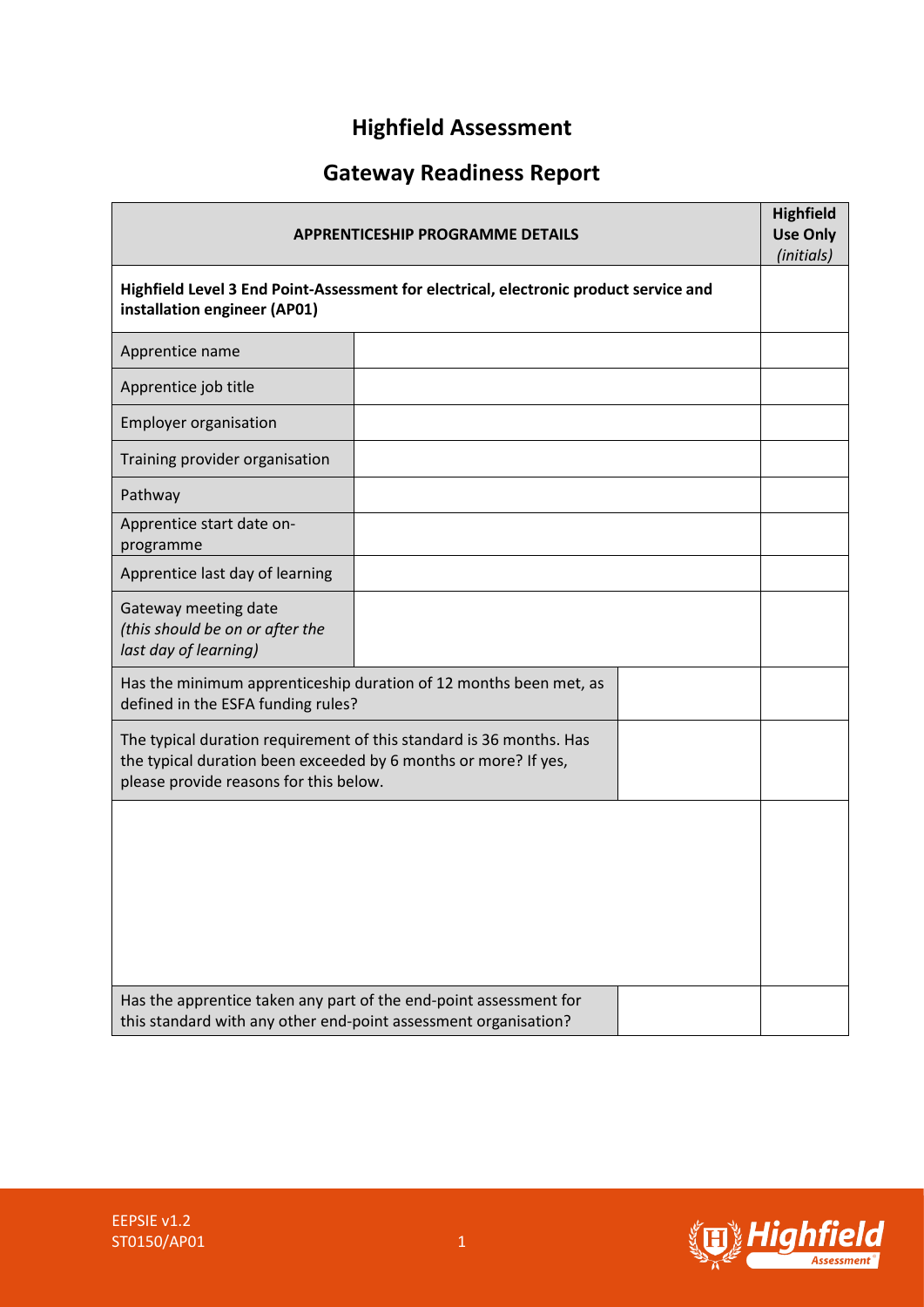# Highfield Assessment

## Gateway Readiness Report

| APPRENTICESHIP PROGRAMME DETAILS | | | Highfield Use Only *(initials)* |
|---|---|---|---|
| **Highfield Level 3 End Point-Assessment for electrical, electronic product service and installation engineer (AP01)** | | | |
| Apprentice name | | | |
| Apprentice job title | | | |
| Employer organisation | | | |
| Training provider organisation | | | |
| Pathway | | | |
| Apprentice start date on-programme | | | |
| Apprentice last day of learning | | | |
| Gateway meeting date *(this should be on or after the last day of learning)* | | | |
| Has the minimum apprenticeship duration of 12 months been met, as defined in the ESFA funding rules? | | | |
| The typical duration requirement of this standard is 36 months. Has the typical duration been exceeded by 6 months or more? If yes, please provide reasons for this below. | | | |
| | | | |
| Has the apprentice taken any part of the end-point assessment for this standard with any other end-point assessment organisation? | | | |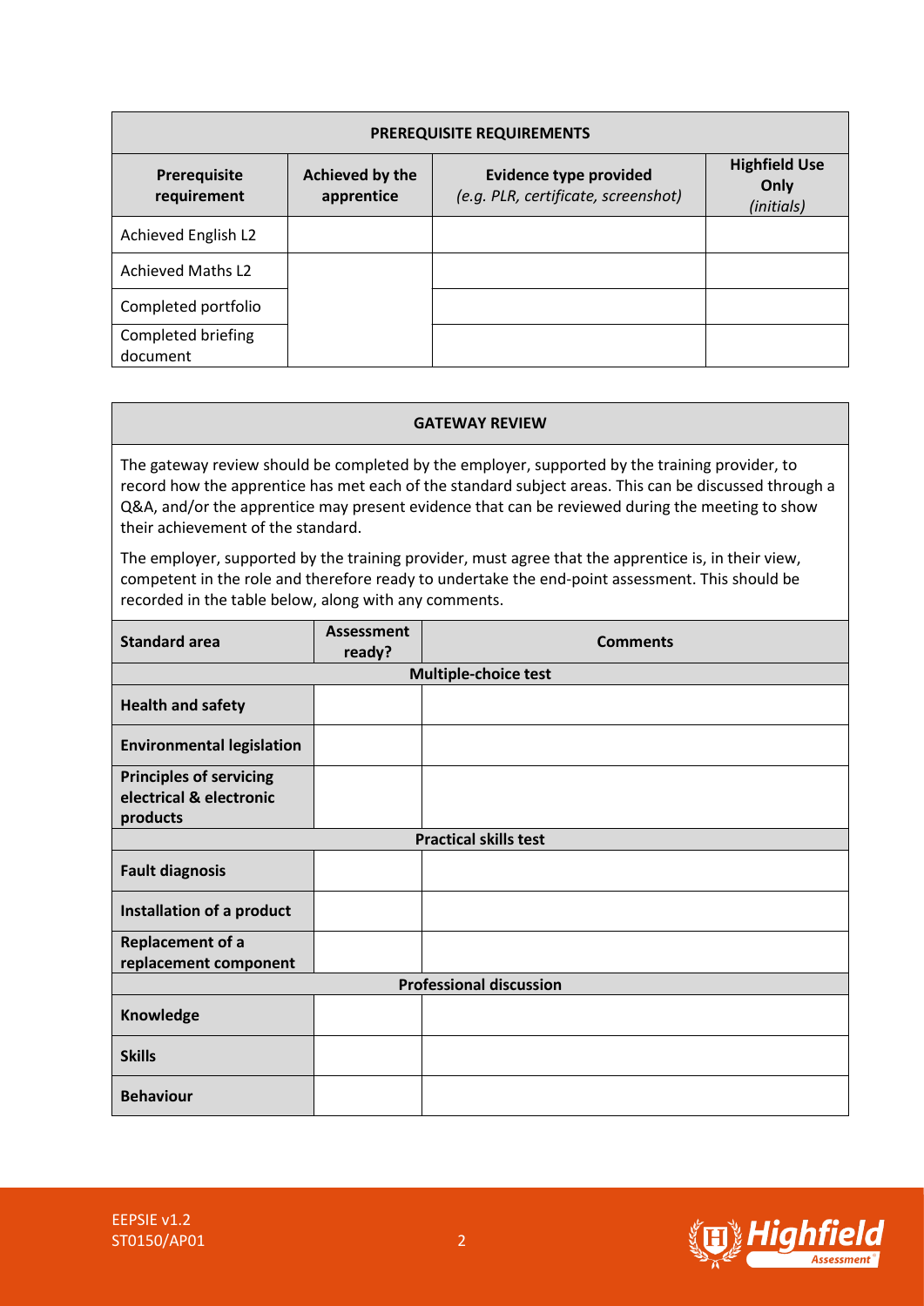| PREREQUISITE REQUIREMENTS | | | |
|---|---|---|---|
| **Prerequisite requirement** | **Achieved by the apprentice** | **Evidence type provided** *(e.g. PLR, certificate, screenshot)* | **Highfield Use Only** *(initials)* |
| Achieved English L2 | | | |
| Achieved Maths L2 | | | |
| Completed portfolio | | | |
| Completed briefing document | | | |

**GATEWAY REVIEW**

The gateway review should be completed by the employer, supported by the training provider, to record how the apprentice has met each of the standard subject areas. This can be discussed through a Q&A, and/or the apprentice may present evidence that can be reviewed during the meeting to show their achievement of the standard.

The employer, supported by the training provider, must agree that the apprentice is, in their view, competent in the role and therefore ready to undertake the end-point assessment. This should be recorded in the table below, along with any comments.

| Standard area | Assessment ready? | Comments |
|---|---|---|
| **Multiple-choice test** | | |
| **Health and safety** | | |
| **Environmental legislation** | | |
| **Principles of servicing electrical & electronic products** | | |
| **Practical skills test** | | |
| **Fault diagnosis** | | |
| **Installation of a product** | | |
| **Replacement of a replacement component** | | |
| **Professional discussion** | | |
| **Knowledge** | | |
| **Skills** | | |
| **Behaviour** | | |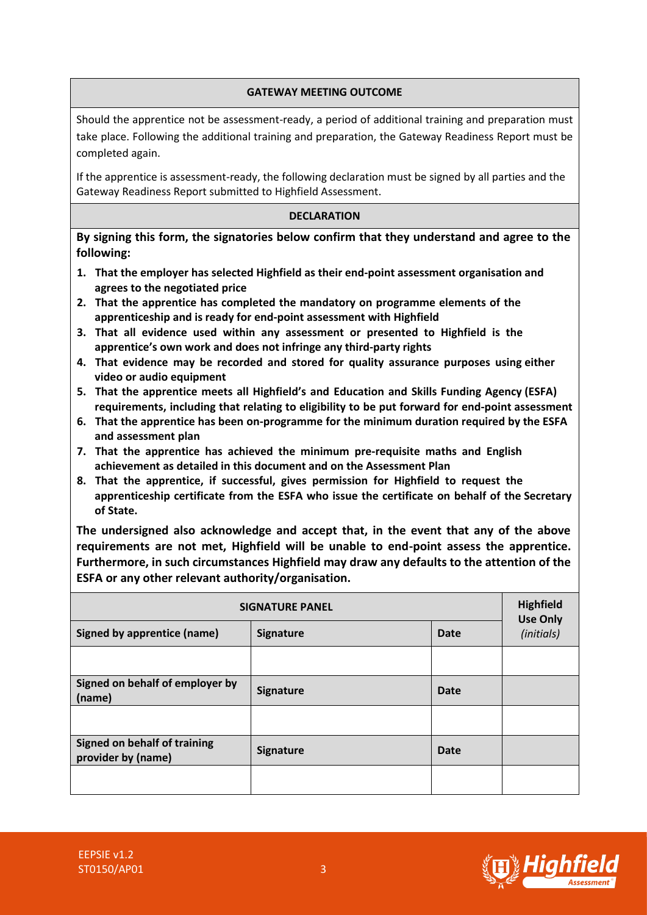## GATEWAY MEETING OUTCOME

Should the apprentice not be assessment-ready, a period of additional training and preparation must take place. Following the additional training and preparation, the Gateway Readiness Report must be completed again.

If the apprentice is assessment-ready, the following declaration must be signed by all parties and the Gateway Readiness Report submitted to Highfield Assessment.

## DECLARATION

**By signing this form, the signatories below confirm that they understand and agree to the following:**

1. **That the employer has selected Highfield as their end-point assessment organisation and agrees to the negotiated price**
2. **That the apprentice has completed the mandatory on programme elements of the apprenticeship and is ready for end-point assessment with Highfield**
3. **That all evidence used within any assessment or presented to Highfield is the apprentice's own work and does not infringe any third-party rights**
4. **That evidence may be recorded and stored for quality assurance purposes using either video or audio equipment**
5. **That the apprentice meets all Highfield's and Education and Skills Funding Agency (ESFA) requirements, including that relating to eligibility to be put forward for end-point assessment**
6. **That the apprentice has been on-programme for the minimum duration required by the ESFA and assessment plan**
7. **That the apprentice has achieved the minimum pre-requisite maths and English achievement as detailed in this document and on the Assessment Plan**
8. **That the apprentice, if successful, gives permission for Highfield to request the apprenticeship certificate from the ESFA who issue the certificate on behalf of the Secretary of State.**

**The undersigned also acknowledge and accept that, in the event that any of the above requirements are not met, Highfield will be unable to end-point assess the apprentice. Furthermore, in such circumstances Highfield may draw any defaults to the attention of the ESFA or any other relevant authority/organisation.**

| SIGNATURE PANEL | | | Highfield Use Only *(initials)* |
|---|---|---|---|
| **Signed by apprentice (name)** | **Signature** | **Date** | |
| | | | |
| **Signed on behalf of employer by (name)** | **Signature** | **Date** | |
| | | | |
| **Signed on behalf of training provider by (name)** | **Signature** | **Date** | |
| | | | |

EEPSIE v1.2
ST0150/AP01